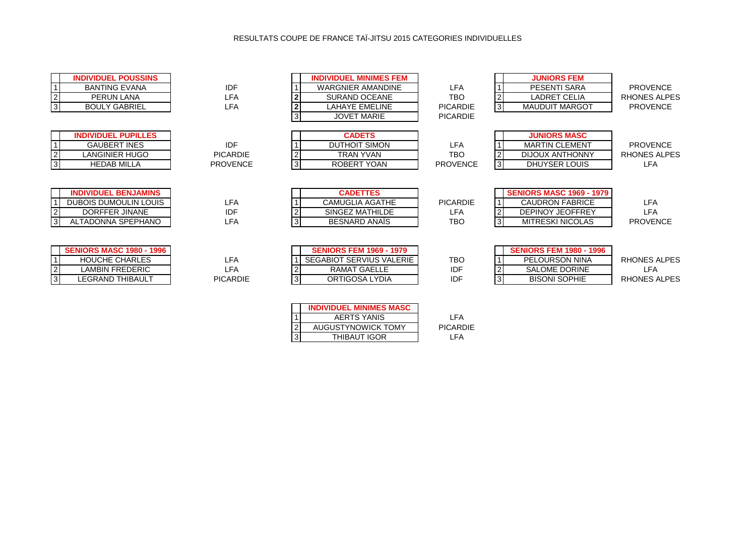# RESULTATS COUPE DE FRANCE TAÏ-JITSU 2015 CATEGORIES INDIVIDUELLES

| | INDIVIDUEL POUSSINS | |
|---|---|---|
| 1 | BANTING EVANA | IDF |
| 2 | PERUN LANA | LFA |
| 3 | BOULY GABRIEL | LFA |

| | INDIVIDUEL MINIMES FEM | |
|---|---|---|
| 1 | WARGNIER AMANDINE | LFA |
| 2 | SURAND OCEANE | TBO |
| 2 | LAHAYE EMELINE | PICARDIE |
| 3 | JOVET MARIE | PICARDIE |

| | JUNIORS FEM | |
|---|---|---|
| 1 | PESENTI SARA | PROVENCE |
| 2 | LADRET CELIA | RHONES ALPES |
| 3 | MAUDUIT MARGOT | PROVENCE |

| | INDIVIDUEL PUPILLES | |
|---|---|---|
| 1 | GAUBERT INES | IDF |
| 2 | LANGINIER HUGO | PICARDIE |
| 3 | HEDAB MILLA | PROVENCE |

| | CADETS | |
|---|---|---|
| 1 | DUTHOIT SIMON | LFA |
| 2 | TRAN YVAN | TBO |
| 3 | ROBERT YOAN | PROVENCE |

| | JUNIORS MASC | |
|---|---|---|
| 1 | MARTIN CLEMENT | PROVENCE |
| 2 | DIJOUX ANTHONNY | RHONES ALPES |
| 3 | DHUYSER LOUIS | LFA |

| | INDIVIDUEL BENJAMINS | |
|---|---|---|
| 1 | DUBOIS DUMOULIN LOUIS | LFA |
| 2 | DORFFER JINANE | IDF |
| 3 | ALTADONNA SPEPHANO | LFA |

| | CADETTES | |
|---|---|---|
| 1 | CAMUGLIA AGATHE | PICARDIE |
| 2 | SINGEZ MATHILDE | LFA |
| 3 | BESNARD ANAÏS | TBO |

| | SENIORS MASC 1969 - 1979 | |
|---|---|---|
| 1 | CAUDRON FABRICE | LFA |
| 2 | DEPINOY JEOFFREY | LFA |
| 3 | MITRESKI NICOLAS | PROVENCE |

| | SENIORS MASC 1980 - 1996 | |
|---|---|---|
| 1 | HOUCHE CHARLES | LFA |
| 2 | LAMBIN FREDERIC | LFA |
| 3 | LEGRAND THIBAULT | PICARDIE |

| | SENIORS FEM 1969 - 1979 | |
|---|---|---|
| 1 | SEGABIOT SERVIUS VALERIE | TBO |
| 2 | RAMAT GAELLE | IDF |
| 3 | ORTIGOSA LYDIA | IDF |

| | SENIORS FEM 1980 - 1996 | |
|---|---|---|
| 1 | PELOURSON NINA | RHONES ALPES |
| 2 | SALOME DORINE | LFA |
| 3 | BISONI SOPHIE | RHONES ALPES |

| | INDIVIDUEL MINIMES MASC | |
|---|---|---|
| 1 | AERTS YANIS | LFA |
| 2 | AUGUSTYNOWICK TOMY | PICARDIE |
| 3 | THIBAUT IGOR | LFA |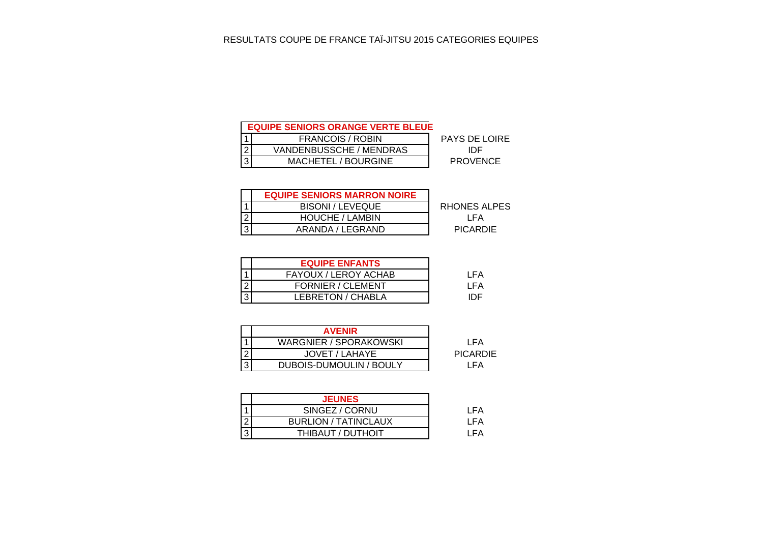RESULTATS COUPE DE FRANCE TAÏ-JITSU 2015 CATEGORIES EQUIPES

| | EQUIPE SENIORS ORANGE VERTE BLEUE | |
|---|---|---|
| 1 | FRANCOIS / ROBIN | PAYS DE LOIRE |
| 2 | VANDENBUSSCHE / MENDRAS | IDF |
| 3 | MACHETEL / BOURGINE | PROVENCE |

| | EQUIPE SENIORS MARRON NOIRE | |
|---|---|---|
| 1 | BISONI / LEVEQUE | RHONES ALPES |
| 2 | HOUCHE / LAMBIN | LFA |
| 3 | ARANDA / LEGRAND | PICARDIE |

| | EQUIPE ENFANTS | |
|---|---|---|
| 1 | FAYOUX / LEROY ACHAB | LFA |
| 2 | FORNIER / CLEMENT | LFA |
| 3 | LEBRETON / CHABLA | IDF |

| | AVENIR | |
|---|---|---|
| 1 | WARGNIER / SPORAKOWSKI | LFA |
| 2 | JOVET / LAHAYE | PICARDIE |
| 3 | DUBOIS-DUMOULIN / BOULY | LFA |

| | JEUNES | |
|---|---|---|
| 1 | SINGEZ / CORNU | LFA |
| 2 | BURLION / TATINCLAUX | LFA |
| 3 | THIBAUT / DUTHOIT | LFA |